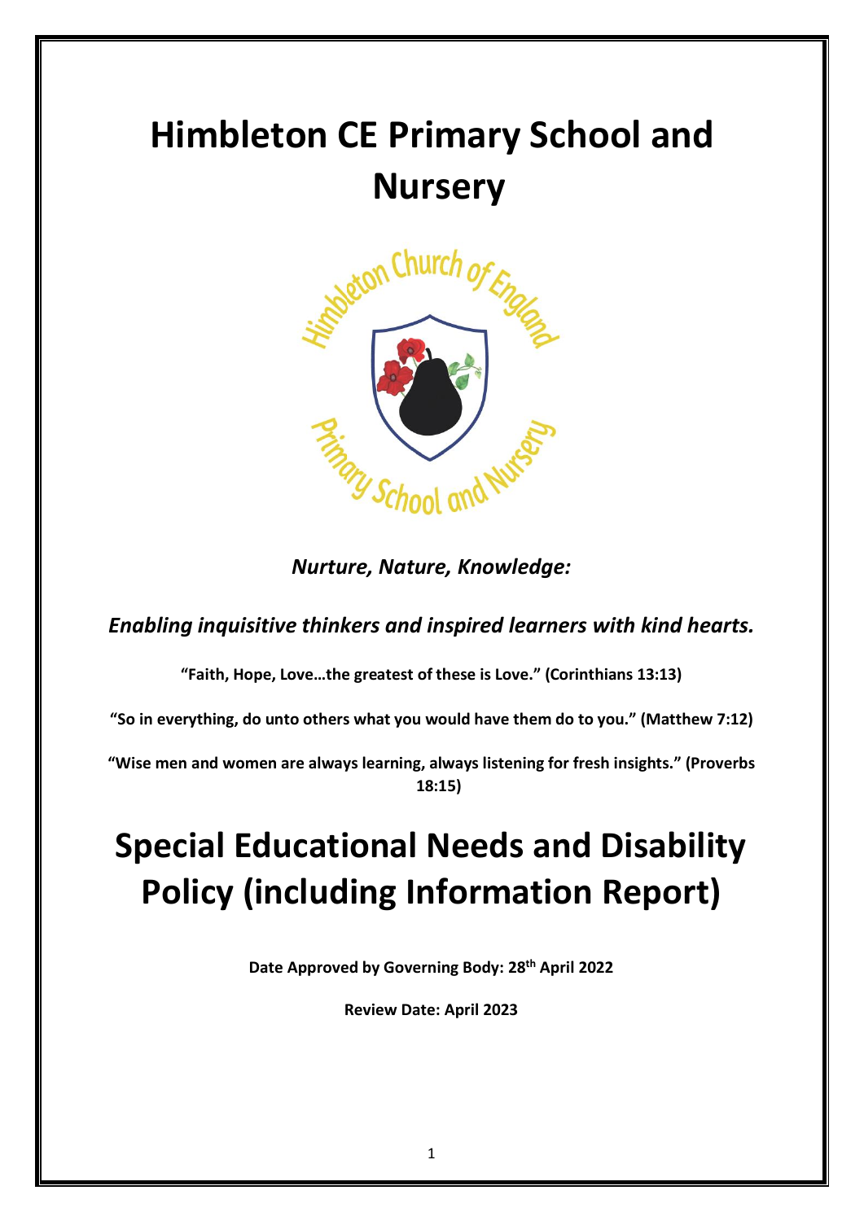# Himbleton CE Primary School and Nursery

*Nurture, Nature, Knowledge:*

*Enabling inquisitive thinkers and inspired learners with kind hearts.*

**"Faith, Hope, Love…the greatest of these is Love." (Corinthians 13:13)**

**"So in everything, do unto others what you would have them do to you." (Matthew 7:12)**

**"Wise men and women are always learning, always listening for fresh insights." (Proverbs 18:15)**

# Special Educational Needs and Disability Policy (including Information Report)

**Date Approved by Governing Body: 28th April 2022**

**Review Date: April 2023**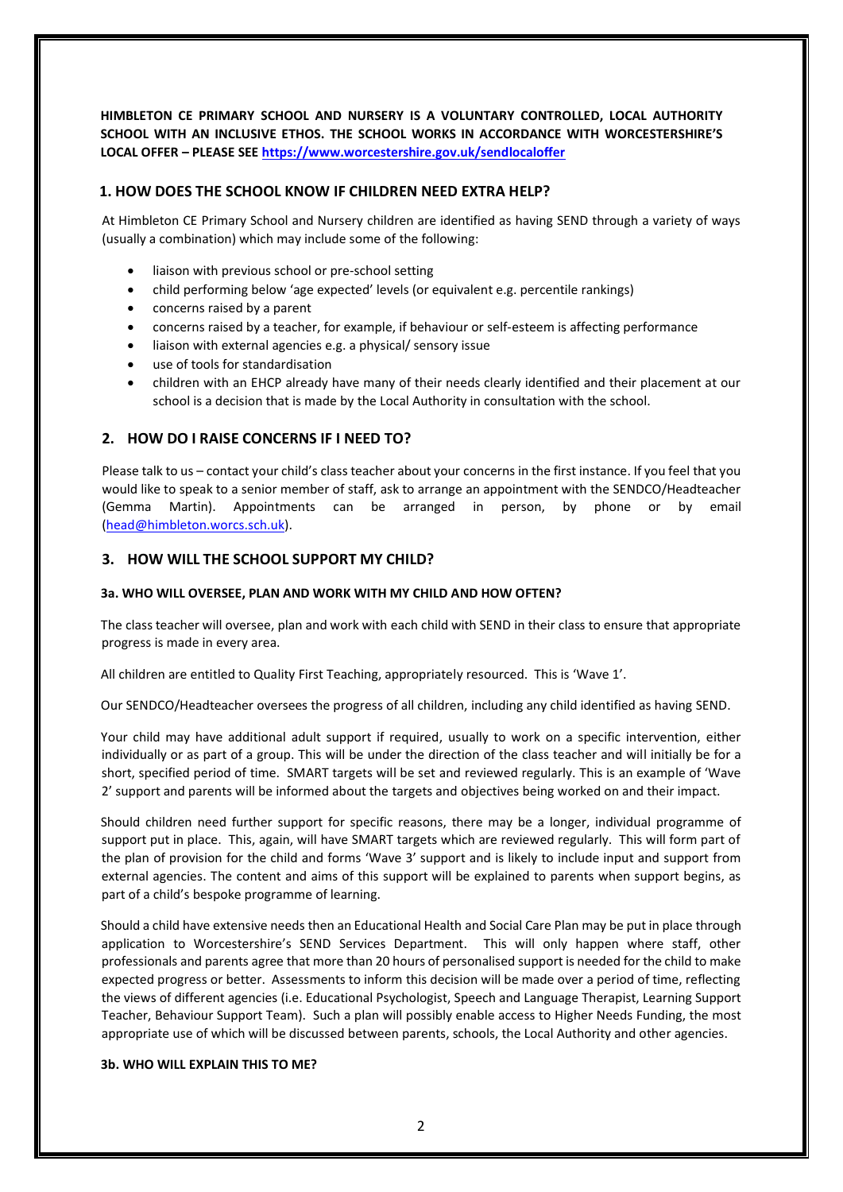**HIMBLETON CE PRIMARY SCHOOL AND NURSERY IS A VOLUNTARY CONTROLLED, LOCAL AUTHORITY SCHOOL WITH AN INCLUSIVE ETHOS. THE SCHOOL WORKS IN ACCORDANCE WITH WORCESTERSHIRE'S LOCAL OFFER – PLEASE SEE [https://www.worcestershire.gov.uk/sendlocaloffer](https://www.worcestershire.gov.uk/sendlocaloffer)**

## 1. HOW DOES THE SCHOOL KNOW IF CHILDREN NEED EXTRA HELP?

At Himbleton CE Primary School and Nursery children are identified as having SEND through a variety of ways (usually a combination) which may include some of the following:

- liaison with previous school or pre-school setting
- child performing below 'age expected' levels (or equivalent e.g. percentile rankings)
- concerns raised by a parent
- concerns raised by a teacher, for example, if behaviour or self-esteem is affecting performance
- liaison with external agencies e.g. a physical/ sensory issue
- use of tools for standardisation
- children with an EHCP already have many of their needs clearly identified and their placement at our school is a decision that is made by the Local Authority in consultation with the school.

## 2. HOW DO I RAISE CONCERNS IF I NEED TO?

Please talk to us – contact your child's class teacher about your concerns in the first instance. If you feel that you would like to speak to a senior member of staff, ask to arrange an appointment with the SENDCO/Headteacher (Gemma Martin). Appointments can be arranged in person, by phone or by email ([head@himbleton.worcs.sch.uk](mailto:head@himbleton.worcs.sch.uk)).

## 3. HOW WILL THE SCHOOL SUPPORT MY CHILD?

### 3a. WHO WILL OVERSEE, PLAN AND WORK WITH MY CHILD AND HOW OFTEN?

The class teacher will oversee, plan and work with each child with SEND in their class to ensure that appropriate progress is made in every area.

All children are entitled to Quality First Teaching, appropriately resourced. This is 'Wave 1'.

Our SENDCO/Headteacher oversees the progress of all children, including any child identified as having SEND.

Your child may have additional adult support if required, usually to work on a specific intervention, either individually or as part of a group. This will be under the direction of the class teacher and will initially be for a short, specified period of time. SMART targets will be set and reviewed regularly. This is an example of 'Wave 2' support and parents will be informed about the targets and objectives being worked on and their impact.

Should children need further support for specific reasons, there may be a longer, individual programme of support put in place. This, again, will have SMART targets which are reviewed regularly. This will form part of the plan of provision for the child and forms 'Wave 3' support and is likely to include input and support from external agencies. The content and aims of this support will be explained to parents when support begins, as part of a child's bespoke programme of learning.

Should a child have extensive needs then an Educational Health and Social Care Plan may be put in place through application to Worcestershire's SEND Services Department. This will only happen where staff, other professionals and parents agree that more than 20 hours of personalised support is needed for the child to make expected progress or better. Assessments to inform this decision will be made over a period of time, reflecting the views of different agencies (i.e. Educational Psychologist, Speech and Language Therapist, Learning Support Teacher, Behaviour Support Team). Such a plan will possibly enable access to Higher Needs Funding, the most appropriate use of which will be discussed between parents, schools, the Local Authority and other agencies.

### 3b. WHO WILL EXPLAIN THIS TO ME?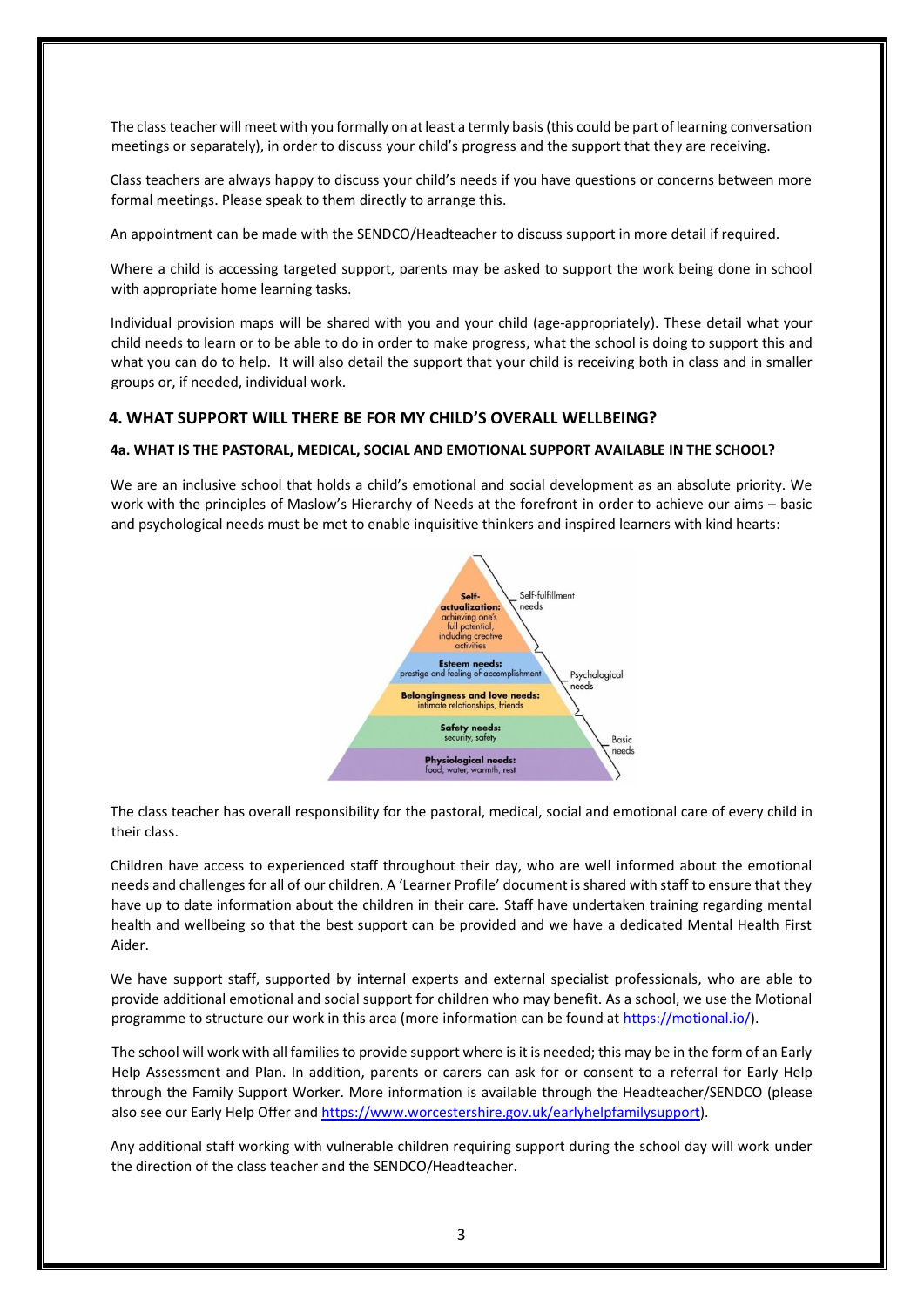The class teacher will meet with you formally on at least a termly basis (this could be part of learning conversation meetings or separately), in order to discuss your child's progress and the support that they are receiving.

Class teachers are always happy to discuss your child's needs if you have questions or concerns between more formal meetings. Please speak to them directly to arrange this.

An appointment can be made with the SENDCO/Headteacher to discuss support in more detail if required.

Where a child is accessing targeted support, parents may be asked to support the work being done in school with appropriate home learning tasks.

Individual provision maps will be shared with you and your child (age-appropriately). These detail what your child needs to learn or to be able to do in order to make progress, what the school is doing to support this and what you can do to help. It will also detail the support that your child is receiving both in class and in smaller groups or, if needed, individual work.

## 4. WHAT SUPPORT WILL THERE BE FOR MY CHILD'S OVERALL WELLBEING?

### 4a. WHAT IS THE PASTORAL, MEDICAL, SOCIAL AND EMOTIONAL SUPPORT AVAILABLE IN THE SCHOOL?

We are an inclusive school that holds a child's emotional and social development as an absolute priority. We work with the principles of Maslow's Hierarchy of Needs at the forefront in order to achieve our aims – basic and psychological needs must be met to enable inquisitive thinkers and inspired learners with kind hearts:

The class teacher has overall responsibility for the pastoral, medical, social and emotional care of every child in their class.

Children have access to experienced staff throughout their day, who are well informed about the emotional needs and challenges for all of our children. A 'Learner Profile' document is shared with staff to ensure that they have up to date information about the children in their care. Staff have undertaken training regarding mental health and wellbeing so that the best support can be provided and we have a dedicated Mental Health First Aider.

We have support staff, supported by internal experts and external specialist professionals, who are able to provide additional emotional and social support for children who may benefit. As a school, we use the Motional programme to structure our work in this area (more information can be found at https://motional.io/).

The school will work with all families to provide support where is it is needed; this may be in the form of an Early Help Assessment and Plan. In addition, parents or carers can ask for or consent to a referral for Early Help through the Family Support Worker. More information is available through the Headteacher/SENDCO (please also see our Early Help Offer and https://www.worcestershire.gov.uk/earlyhelpfamilysupport).

Any additional staff working with vulnerable children requiring support during the school day will work under the direction of the class teacher and the SENDCO/Headteacher.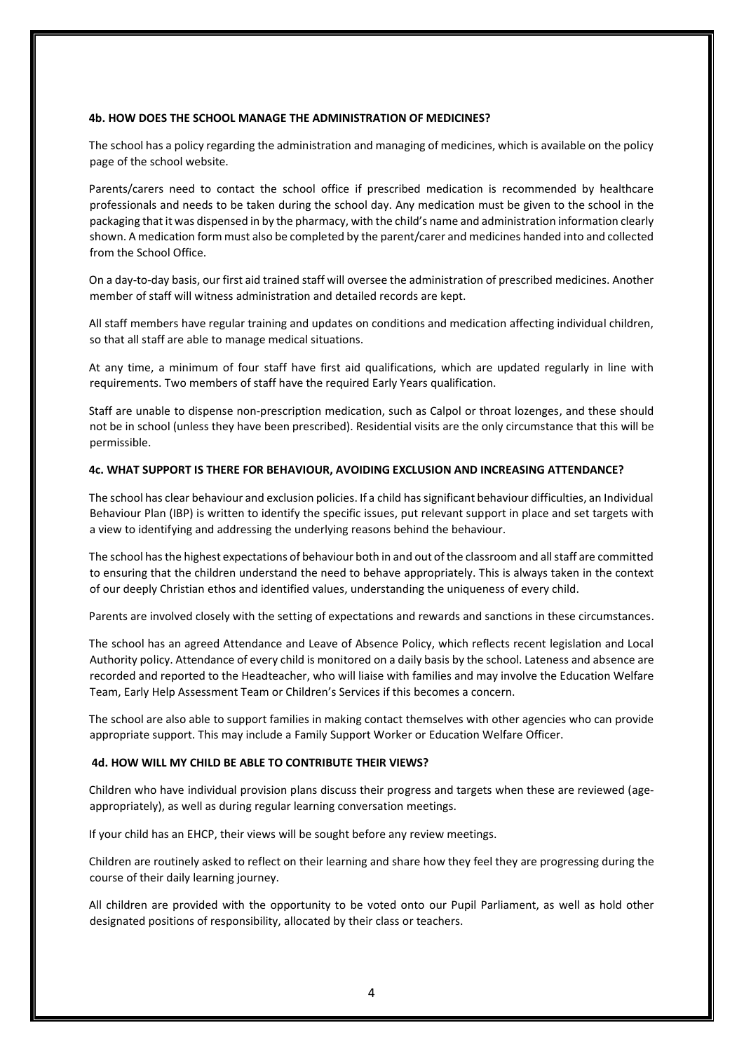### 4b. HOW DOES THE SCHOOL MANAGE THE ADMINISTRATION OF MEDICINES?

The school has a policy regarding the administration and managing of medicines, which is available on the policy page of the school website.

Parents/carers need to contact the school office if prescribed medication is recommended by healthcare professionals and needs to be taken during the school day. Any medication must be given to the school in the packaging that it was dispensed in by the pharmacy, with the child's name and administration information clearly shown. A medication form must also be completed by the parent/carer and medicines handed into and collected from the School Office.

On a day-to-day basis, our first aid trained staff will oversee the administration of prescribed medicines. Another member of staff will witness administration and detailed records are kept.

All staff members have regular training and updates on conditions and medication affecting individual children, so that all staff are able to manage medical situations.

At any time, a minimum of four staff have first aid qualifications, which are updated regularly in line with requirements. Two members of staff have the required Early Years qualification.

Staff are unable to dispense non-prescription medication, such as Calpol or throat lozenges, and these should not be in school (unless they have been prescribed). Residential visits are the only circumstance that this will be permissible.

### 4c. WHAT SUPPORT IS THERE FOR BEHAVIOUR, AVOIDING EXCLUSION AND INCREASING ATTENDANCE?

The school has clear behaviour and exclusion policies. If a child has significant behaviour difficulties, an Individual Behaviour Plan (IBP) is written to identify the specific issues, put relevant support in place and set targets with a view to identifying and addressing the underlying reasons behind the behaviour.

The school has the highest expectations of behaviour both in and out of the classroom and all staff are committed to ensuring that the children understand the need to behave appropriately. This is always taken in the context of our deeply Christian ethos and identified values, understanding the uniqueness of every child.

Parents are involved closely with the setting of expectations and rewards and sanctions in these circumstances.

The school has an agreed Attendance and Leave of Absence Policy, which reflects recent legislation and Local Authority policy. Attendance of every child is monitored on a daily basis by the school. Lateness and absence are recorded and reported to the Headteacher, who will liaise with families and may involve the Education Welfare Team, Early Help Assessment Team or Children's Services if this becomes a concern.

The school are also able to support families in making contact themselves with other agencies who can provide appropriate support. This may include a Family Support Worker or Education Welfare Officer.

### 4d. HOW WILL MY CHILD BE ABLE TO CONTRIBUTE THEIR VIEWS?

Children who have individual provision plans discuss their progress and targets when these are reviewed (age-appropriately), as well as during regular learning conversation meetings.

If your child has an EHCP, their views will be sought before any review meetings.

Children are routinely asked to reflect on their learning and share how they feel they are progressing during the course of their daily learning journey.

All children are provided with the opportunity to be voted onto our Pupil Parliament, as well as hold other designated positions of responsibility, allocated by their class or teachers.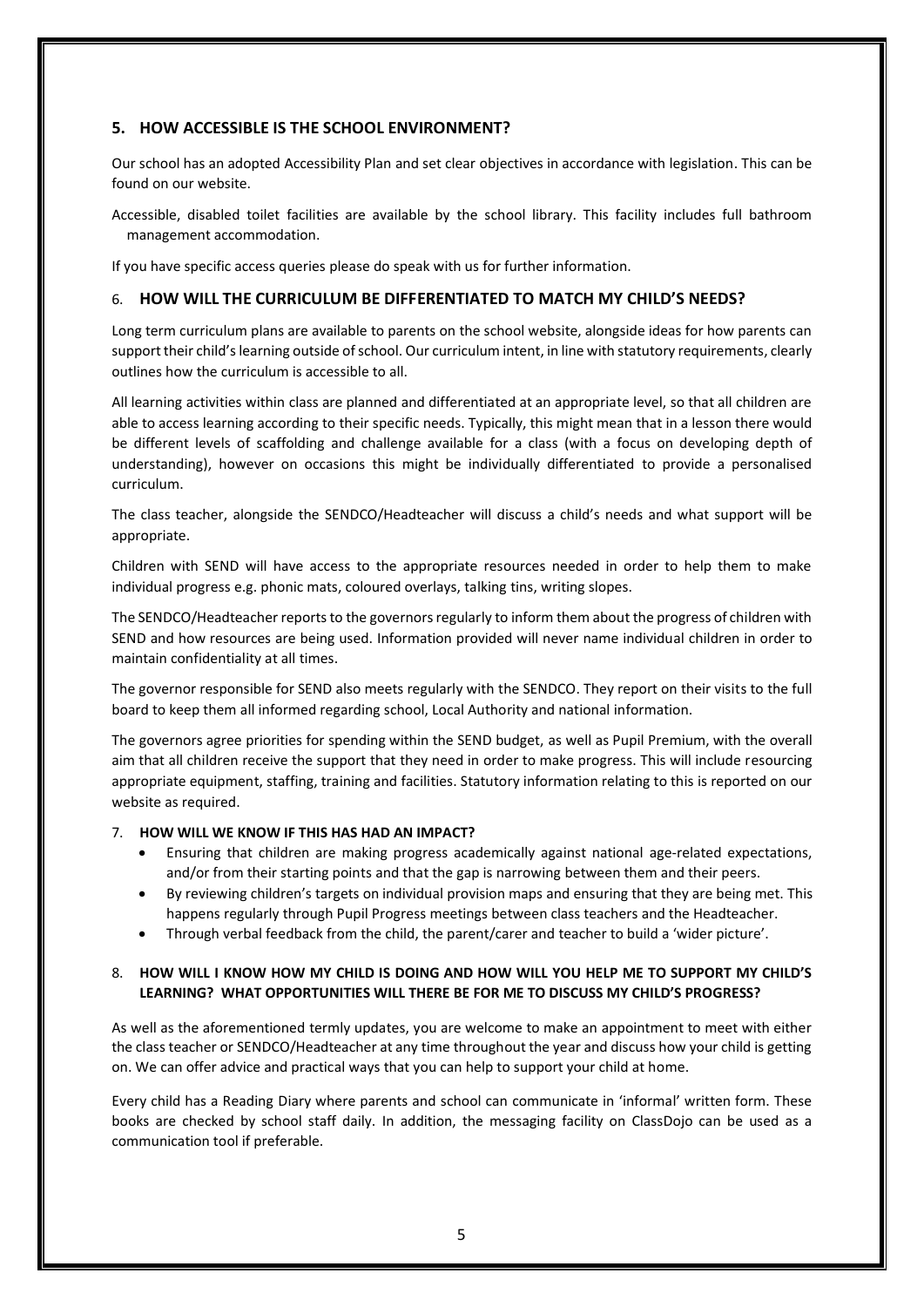## 5. HOW ACCESSIBLE IS THE SCHOOL ENVIRONMENT?

Our school has an adopted Accessibility Plan and set clear objectives in accordance with legislation. This can be found on our website.

Accessible, disabled toilet facilities are available by the school library. This facility includes full bathroom management accommodation.

If you have specific access queries please do speak with us for further information.

## 6. HOW WILL THE CURRICULUM BE DIFFERENTIATED TO MATCH MY CHILD'S NEEDS?

Long term curriculum plans are available to parents on the school website, alongside ideas for how parents can support their child's learning outside of school. Our curriculum intent, in line with statutory requirements, clearly outlines how the curriculum is accessible to all.

All learning activities within class are planned and differentiated at an appropriate level, so that all children are able to access learning according to their specific needs. Typically, this might mean that in a lesson there would be different levels of scaffolding and challenge available for a class (with a focus on developing depth of understanding), however on occasions this might be individually differentiated to provide a personalised curriculum.

The class teacher, alongside the SENDCO/Headteacher will discuss a child's needs and what support will be appropriate.

Children with SEND will have access to the appropriate resources needed in order to help them to make individual progress e.g. phonic mats, coloured overlays, talking tins, writing slopes.

The SENDCO/Headteacher reports to the governors regularly to inform them about the progress of children with SEND and how resources are being used. Information provided will never name individual children in order to maintain confidentiality at all times.

The governor responsible for SEND also meets regularly with the SENDCO. They report on their visits to the full board to keep them all informed regarding school, Local Authority and national information.

The governors agree priorities for spending within the SEND budget, as well as Pupil Premium, with the overall aim that all children receive the support that they need in order to make progress. This will include resourcing appropriate equipment, staffing, training and facilities. Statutory information relating to this is reported on our website as required.

## 7. HOW WILL WE KNOW IF THIS HAS HAD AN IMPACT?

- Ensuring that children are making progress academically against national age-related expectations, and/or from their starting points and that the gap is narrowing between them and their peers.
- By reviewing children's targets on individual provision maps and ensuring that they are being met. This happens regularly through Pupil Progress meetings between class teachers and the Headteacher.
- Through verbal feedback from the child, the parent/carer and teacher to build a 'wider picture'.

## 8. HOW WILL I KNOW HOW MY CHILD IS DOING AND HOW WILL YOU HELP ME TO SUPPORT MY CHILD'S LEARNING? WHAT OPPORTUNITIES WILL THERE BE FOR ME TO DISCUSS MY CHILD'S PROGRESS?

As well as the aforementioned termly updates, you are welcome to make an appointment to meet with either the class teacher or SENDCO/Headteacher at any time throughout the year and discuss how your child is getting on. We can offer advice and practical ways that you can help to support your child at home.

Every child has a Reading Diary where parents and school can communicate in 'informal' written form. These books are checked by school staff daily. In addition, the messaging facility on ClassDojo can be used as a communication tool if preferable.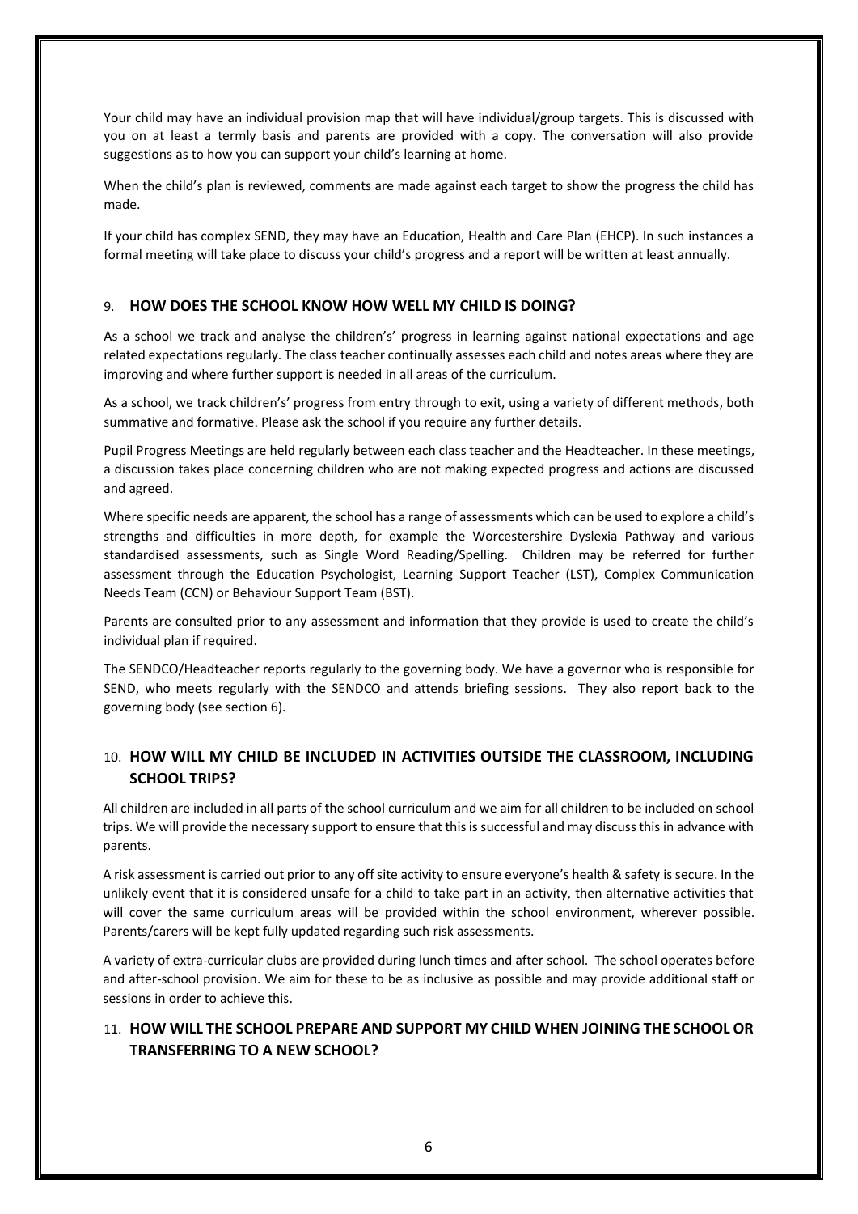Your child may have an individual provision map that will have individual/group targets. This is discussed with you on at least a termly basis and parents are provided with a copy. The conversation will also provide suggestions as to how you can support your child's learning at home.

When the child's plan is reviewed, comments are made against each target to show the progress the child has made.

If your child has complex SEND, they may have an Education, Health and Care Plan (EHCP). In such instances a formal meeting will take place to discuss your child's progress and a report will be written at least annually.

## 9. HOW DOES THE SCHOOL KNOW HOW WELL MY CHILD IS DOING?

As a school we track and analyse the children's' progress in learning against national expectations and age related expectations regularly. The class teacher continually assesses each child and notes areas where they are improving and where further support is needed in all areas of the curriculum.

As a school, we track children's' progress from entry through to exit, using a variety of different methods, both summative and formative. Please ask the school if you require any further details.

Pupil Progress Meetings are held regularly between each class teacher and the Headteacher. In these meetings, a discussion takes place concerning children who are not making expected progress and actions are discussed and agreed.

Where specific needs are apparent, the school has a range of assessments which can be used to explore a child's strengths and difficulties in more depth, for example the Worcestershire Dyslexia Pathway and various standardised assessments, such as Single Word Reading/Spelling. Children may be referred for further assessment through the Education Psychologist, Learning Support Teacher (LST), Complex Communication Needs Team (CCN) or Behaviour Support Team (BST).

Parents are consulted prior to any assessment and information that they provide is used to create the child's individual plan if required.

The SENDCO/Headteacher reports regularly to the governing body. We have a governor who is responsible for SEND, who meets regularly with the SENDCO and attends briefing sessions. They also report back to the governing body (see section 6).

## 10. HOW WILL MY CHILD BE INCLUDED IN ACTIVITIES OUTSIDE THE CLASSROOM, INCLUDING SCHOOL TRIPS?

All children are included in all parts of the school curriculum and we aim for all children to be included on school trips. We will provide the necessary support to ensure that this is successful and may discuss this in advance with parents.

A risk assessment is carried out prior to any off site activity to ensure everyone's health & safety is secure. In the unlikely event that it is considered unsafe for a child to take part in an activity, then alternative activities that will cover the same curriculum areas will be provided within the school environment, wherever possible. Parents/carers will be kept fully updated regarding such risk assessments.

A variety of extra-curricular clubs are provided during lunch times and after school. The school operates before and after-school provision. We aim for these to be as inclusive as possible and may provide additional staff or sessions in order to achieve this.

## 11. HOW WILL THE SCHOOL PREPARE AND SUPPORT MY CHILD WHEN JOINING THE SCHOOL OR TRANSFERRING TO A NEW SCHOOL?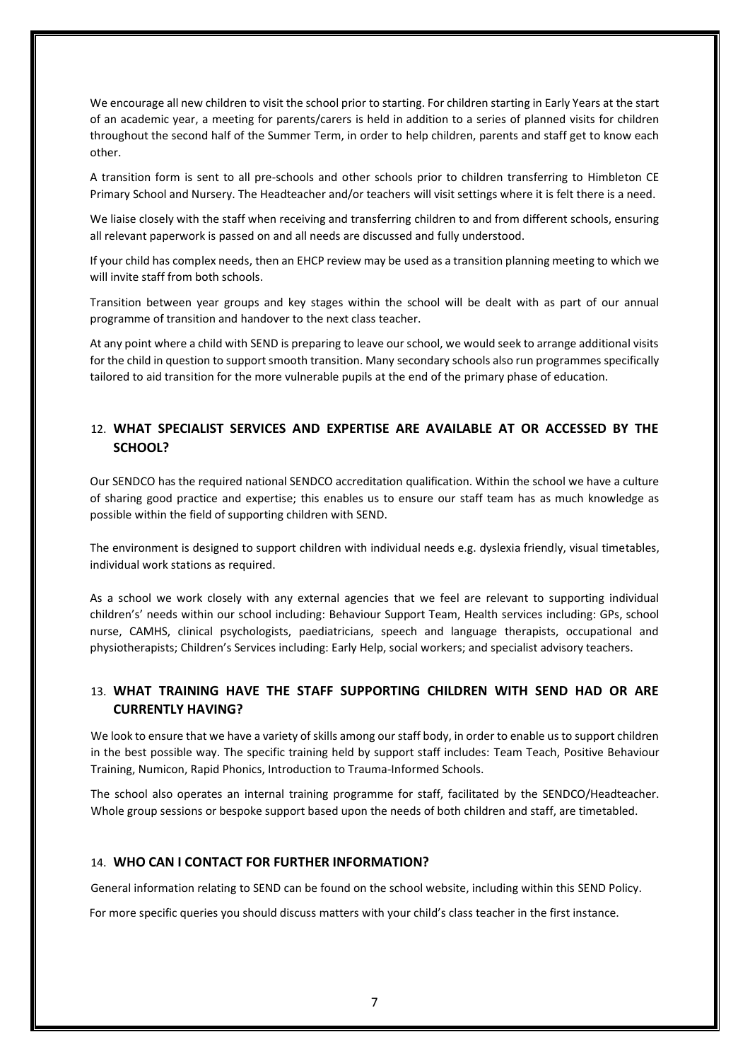We encourage all new children to visit the school prior to starting. For children starting in Early Years at the start of an academic year, a meeting for parents/carers is held in addition to a series of planned visits for children throughout the second half of the Summer Term, in order to help children, parents and staff get to know each other.

A transition form is sent to all pre-schools and other schools prior to children transferring to Himbleton CE Primary School and Nursery. The Headteacher and/or teachers will visit settings where it is felt there is a need.

We liaise closely with the staff when receiving and transferring children to and from different schools, ensuring all relevant paperwork is passed on and all needs are discussed and fully understood.

If your child has complex needs, then an EHCP review may be used as a transition planning meeting to which we will invite staff from both schools.

Transition between year groups and key stages within the school will be dealt with as part of our annual programme of transition and handover to the next class teacher.

At any point where a child with SEND is preparing to leave our school, we would seek to arrange additional visits for the child in question to support smooth transition. Many secondary schools also run programmes specifically tailored to aid transition for the more vulnerable pupils at the end of the primary phase of education.

## 12. WHAT SPECIALIST SERVICES AND EXPERTISE ARE AVAILABLE AT OR ACCESSED BY THE SCHOOL?

Our SENDCO has the required national SENDCO accreditation qualification. Within the school we have a culture of sharing good practice and expertise; this enables us to ensure our staff team has as much knowledge as possible within the field of supporting children with SEND.

The environment is designed to support children with individual needs e.g. dyslexia friendly, visual timetables, individual work stations as required.

As a school we work closely with any external agencies that we feel are relevant to supporting individual children's' needs within our school including: Behaviour Support Team, Health services including: GPs, school nurse, CAMHS, clinical psychologists, paediatricians, speech and language therapists, occupational and physiotherapists; Children's Services including: Early Help, social workers; and specialist advisory teachers.

## 13. WHAT TRAINING HAVE THE STAFF SUPPORTING CHILDREN WITH SEND HAD OR ARE CURRENTLY HAVING?

We look to ensure that we have a variety of skills among our staff body, in order to enable us to support children in the best possible way. The specific training held by support staff includes: Team Teach, Positive Behaviour Training, Numicon, Rapid Phonics, Introduction to Trauma-Informed Schools.

The school also operates an internal training programme for staff, facilitated by the SENDCO/Headteacher. Whole group sessions or bespoke support based upon the needs of both children and staff, are timetabled.

## 14. WHO CAN I CONTACT FOR FURTHER INFORMATION?

General information relating to SEND can be found on the school website, including within this SEND Policy.

For more specific queries you should discuss matters with your child's class teacher in the first instance.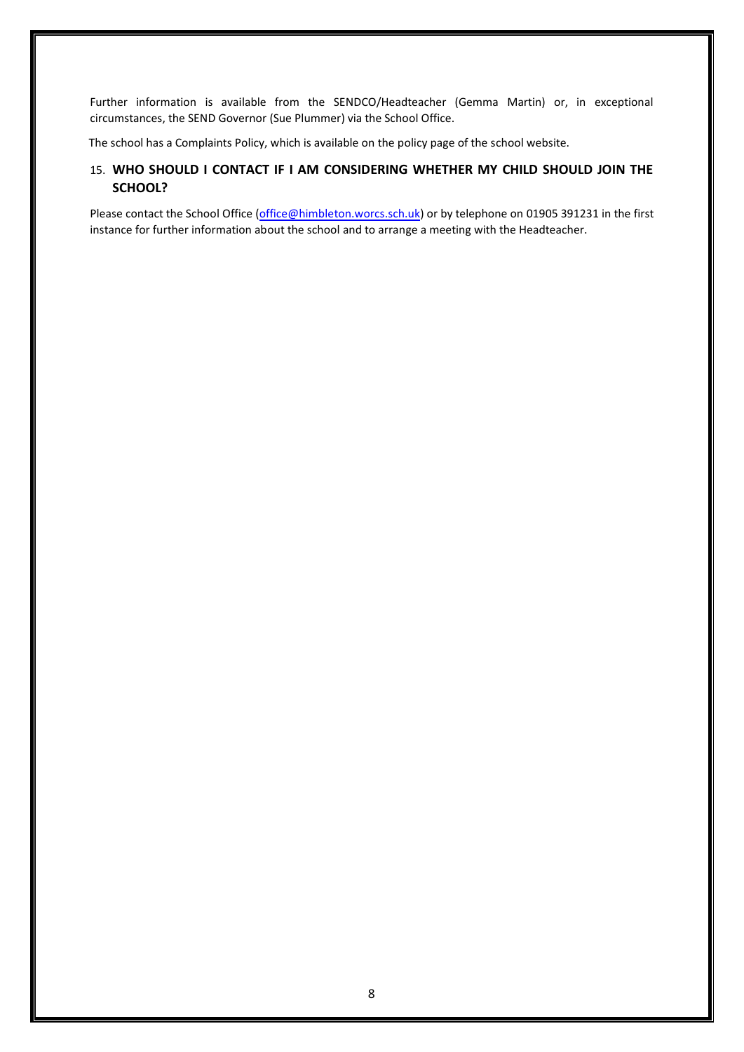Further information is available from the SENDCO/Headteacher (Gemma Martin) or, in exceptional circumstances, the SEND Governor (Sue Plummer) via the School Office.

The school has a Complaints Policy, which is available on the policy page of the school website.

## 15. WHO SHOULD I CONTACT IF I AM CONSIDERING WHETHER MY CHILD SHOULD JOIN THE SCHOOL?

Please contact the School Office (office@himbleton.worcs.sch.uk) or by telephone on 01905 391231 in the first instance for further information about the school and to arrange a meeting with the Headteacher.